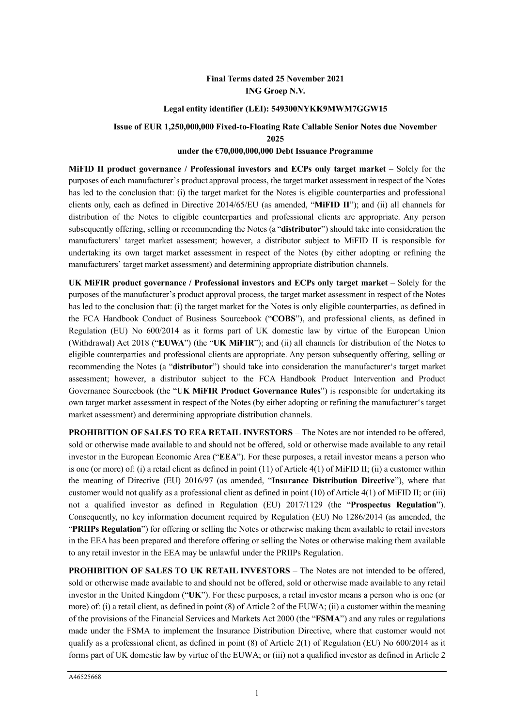**Final Terms dated 25 November 2021**
**ING Groep N.V.**

**Legal entity identifier (LEI): 549300NYKK9MWM7GGW15**

**Issue of EUR 1,250,000,000 Fixed-to-Floating Rate Callable Senior Notes due November 2025**
**under the €70,000,000,000 Debt Issuance Programme**

**MiFID II product governance / Professional investors and ECPs only target market** – Solely for the purposes of each manufacturer's product approval process, the target market assessment in respect of the Notes has led to the conclusion that: (i) the target market for the Notes is eligible counterparties and professional clients only, each as defined in Directive 2014/65/EU (as amended, "**MiFID II**"); and (ii) all channels for distribution of the Notes to eligible counterparties and professional clients are appropriate. Any person subsequently offering, selling or recommending the Notes (a "**distributor**") should take into consideration the manufacturers' target market assessment; however, a distributor subject to MiFID II is responsible for undertaking its own target market assessment in respect of the Notes (by either adopting or refining the manufacturers' target market assessment) and determining appropriate distribution channels.

**UK MiFIR product governance / Professional investors and ECPs only target market** – Solely for the purposes of the manufacturer's product approval process, the target market assessment in respect of the Notes has led to the conclusion that: (i) the target market for the Notes is only eligible counterparties, as defined in the FCA Handbook Conduct of Business Sourcebook ("**COBS**"), and professional clients, as defined in Regulation (EU) No 600/2014 as it forms part of UK domestic law by virtue of the European Union (Withdrawal) Act 2018 ("**EUWA**") (the "**UK MiFIR**"); and (ii) all channels for distribution of the Notes to eligible counterparties and professional clients are appropriate. Any person subsequently offering, selling or recommending the Notes (a "**distributor**") should take into consideration the manufacturer's target market assessment; however, a distributor subject to the FCA Handbook Product Intervention and Product Governance Sourcebook (the "**UK MiFIR Product Governance Rules**") is responsible for undertaking its own target market assessment in respect of the Notes (by either adopting or refining the manufacturer's target market assessment) and determining appropriate distribution channels.

**PROHIBITION OF SALES TO EEA RETAIL INVESTORS** – The Notes are not intended to be offered, sold or otherwise made available to and should not be offered, sold or otherwise made available to any retail investor in the European Economic Area ("**EEA**"). For these purposes, a retail investor means a person who is one (or more) of: (i) a retail client as defined in point (11) of Article 4(1) of MiFID II; (ii) a customer within the meaning of Directive (EU) 2016/97 (as amended, "**Insurance Distribution Directive**"), where that customer would not qualify as a professional client as defined in point (10) of Article 4(1) of MiFID II; or (iii) not a qualified investor as defined in Regulation (EU) 2017/1129 (the "**Prospectus Regulation**"). Consequently, no key information document required by Regulation (EU) No 1286/2014 (as amended, the "**PRIIPs Regulation**") for offering or selling the Notes or otherwise making them available to retail investors in the EEA has been prepared and therefore offering or selling the Notes or otherwise making them available to any retail investor in the EEA may be unlawful under the PRIIPs Regulation.

**PROHIBITION OF SALES TO UK RETAIL INVESTORS** – The Notes are not intended to be offered, sold or otherwise made available to and should not be offered, sold or otherwise made available to any retail investor in the United Kingdom ("**UK**"). For these purposes, a retail investor means a person who is one (or more) of: (i) a retail client, as defined in point (8) of Article 2 of the EUWA; (ii) a customer within the meaning of the provisions of the Financial Services and Markets Act 2000 (the "**FSMA**") and any rules or regulations made under the FSMA to implement the Insurance Distribution Directive, where that customer would not qualify as a professional client, as defined in point (8) of Article 2(1) of Regulation (EU) No 600/2014 as it forms part of UK domestic law by virtue of the EUWA; or (iii) not a qualified investor as defined in Article 2

A46525668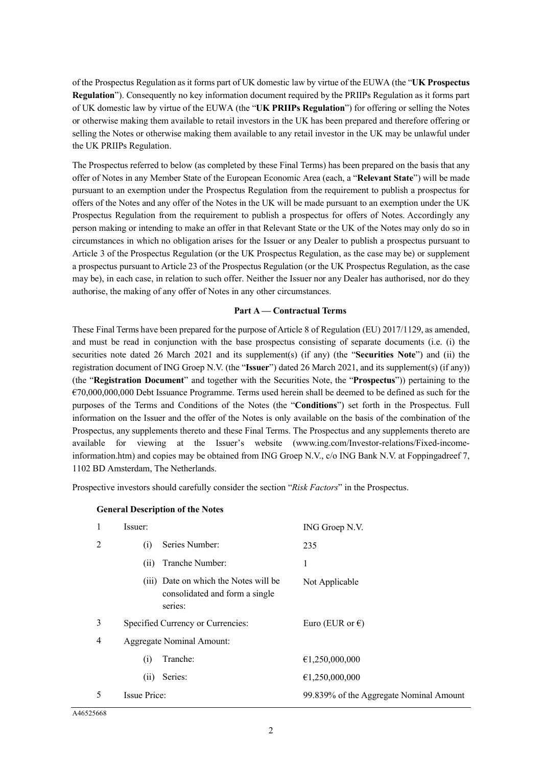of the Prospectus Regulation as it forms part of UK domestic law by virtue of the EUWA (the "**UK Prospectus Regulation**"). Consequently no key information document required by the PRIIPs Regulation as it forms part of UK domestic law by virtue of the EUWA (the "**UK PRIIPs Regulation**") for offering or selling the Notes or otherwise making them available to retail investors in the UK has been prepared and therefore offering or selling the Notes or otherwise making them available to any retail investor in the UK may be unlawful under the UK PRIIPs Regulation.

The Prospectus referred to below (as completed by these Final Terms) has been prepared on the basis that any offer of Notes in any Member State of the European Economic Area (each, a "**Relevant State**") will be made pursuant to an exemption under the Prospectus Regulation from the requirement to publish a prospectus for offers of the Notes and any offer of the Notes in the UK will be made pursuant to an exemption under the UK Prospectus Regulation from the requirement to publish a prospectus for offers of Notes. Accordingly any person making or intending to make an offer in that Relevant State or the UK of the Notes may only do so in circumstances in which no obligation arises for the Issuer or any Dealer to publish a prospectus pursuant to Article 3 of the Prospectus Regulation (or the UK Prospectus Regulation, as the case may be) or supplement a prospectus pursuant to Article 23 of the Prospectus Regulation (or the UK Prospectus Regulation, as the case may be), in each case, in relation to such offer. Neither the Issuer nor any Dealer has authorised, nor do they authorise, the making of any offer of Notes in any other circumstances.

**Part A — Contractual Terms**

These Final Terms have been prepared for the purpose of Article 8 of Regulation (EU) 2017/1129, as amended, and must be read in conjunction with the base prospectus consisting of separate documents (i.e. (i) the securities note dated 26 March 2021 and its supplement(s) (if any) (the "**Securities Note**") and (ii) the registration document of ING Groep N.V. (the "**Issuer**") dated 26 March 2021, and its supplement(s) (if any)) (the "**Registration Document**" and together with the Securities Note, the "**Prospectus**")) pertaining to the €70,000,000,000 Debt Issuance Programme. Terms used herein shall be deemed to be defined as such for the purposes of the Terms and Conditions of the Notes (the "**Conditions**") set forth in the Prospectus. Full information on the Issuer and the offer of the Notes is only available on the basis of the combination of the Prospectus, any supplements thereto and these Final Terms. The Prospectus and any supplements thereto are available for viewing at the Issuer's website (www.ing.com/Investor-relations/Fixed-income-information.htm) and copies may be obtained from ING Groep N.V., c/o ING Bank N.V. at Foppingadreef 7, 1102 BD Amsterdam, The Netherlands.

Prospective investors should carefully consider the section "*Risk Factors*" in the Prospectus.

**General Description of the Notes**

| | | |
|---|---|---|
| 1 | Issuer: | ING Groep N.V. |
| 2 | (i) Series Number: | 235 |
| | (ii) Tranche Number: | 1 |
| | (iii) Date on which the Notes will be consolidated and form a single series: | Not Applicable |
| 3 | Specified Currency or Currencies: | Euro (EUR or €) |
| 4 | Aggregate Nominal Amount: | |
| | (i) Tranche: | €1,250,000,000 |
| | (ii) Series: | €1,250,000,000 |
| 5 | Issue Price: | 99.839% of the Aggregate Nominal Amount |

A46525668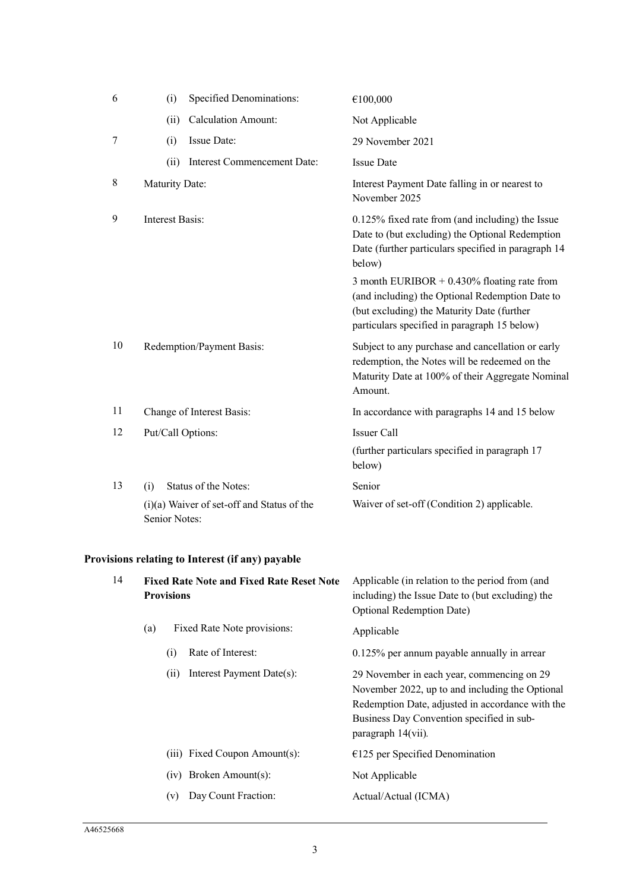| | | |
|---|---|---|
| 6 | (i) Specified Denominations: | €100,000 |
| | (ii) Calculation Amount: | Not Applicable |
| 7 | (i) Issue Date: | 29 November 2021 |
| | (ii) Interest Commencement Date: | Issue Date |
| 8 | Maturity Date: | Interest Payment Date falling in or nearest to November 2025 |
| 9 | Interest Basis: | 0.125% fixed rate from (and including) the Issue Date to (but excluding) the Optional Redemption Date (further particulars specified in paragraph 14 below)<br><br>3 month EURIBOR + 0.430% floating rate from (and including) the Optional Redemption Date to (but excluding) the Maturity Date (further particulars specified in paragraph 15 below) |
| 10 | Redemption/Payment Basis: | Subject to any purchase and cancellation or early redemption, the Notes will be redeemed on the Maturity Date at 100% of their Aggregate Nominal Amount. |
| 11 | Change of Interest Basis: | In accordance with paragraphs 14 and 15 below |
| 12 | Put/Call Options: | Issuer Call<br><br>(further particulars specified in paragraph 17 below) |
| 13 | (i) Status of the Notes: | Senior |
| | (i)(a) Waiver of set-off and Status of the Senior Notes: | Waiver of set-off (Condition 2) applicable. |

**Provisions relating to Interest (if any) payable**

| | | |
|---|---|---|
| 14 | **Fixed Rate Note and Fixed Rate Reset Note Provisions** | Applicable (in relation to the period from (and including) the Issue Date to (but excluding) the Optional Redemption Date) |
| | (a) Fixed Rate Note provisions: | Applicable |
| | (i) Rate of Interest: | 0.125% per annum payable annually in arrear |
| | (ii) Interest Payment Date(s): | 29 November in each year, commencing on 29 November 2022, up to and including the Optional Redemption Date, adjusted in accordance with the Business Day Convention specified in sub-paragraph 14(vii). |
| | (iii) Fixed Coupon Amount(s): | €125 per Specified Denomination |
| | (iv) Broken Amount(s): | Not Applicable |
| | (v) Day Count Fraction: | Actual/Actual (ICMA) |

A46525668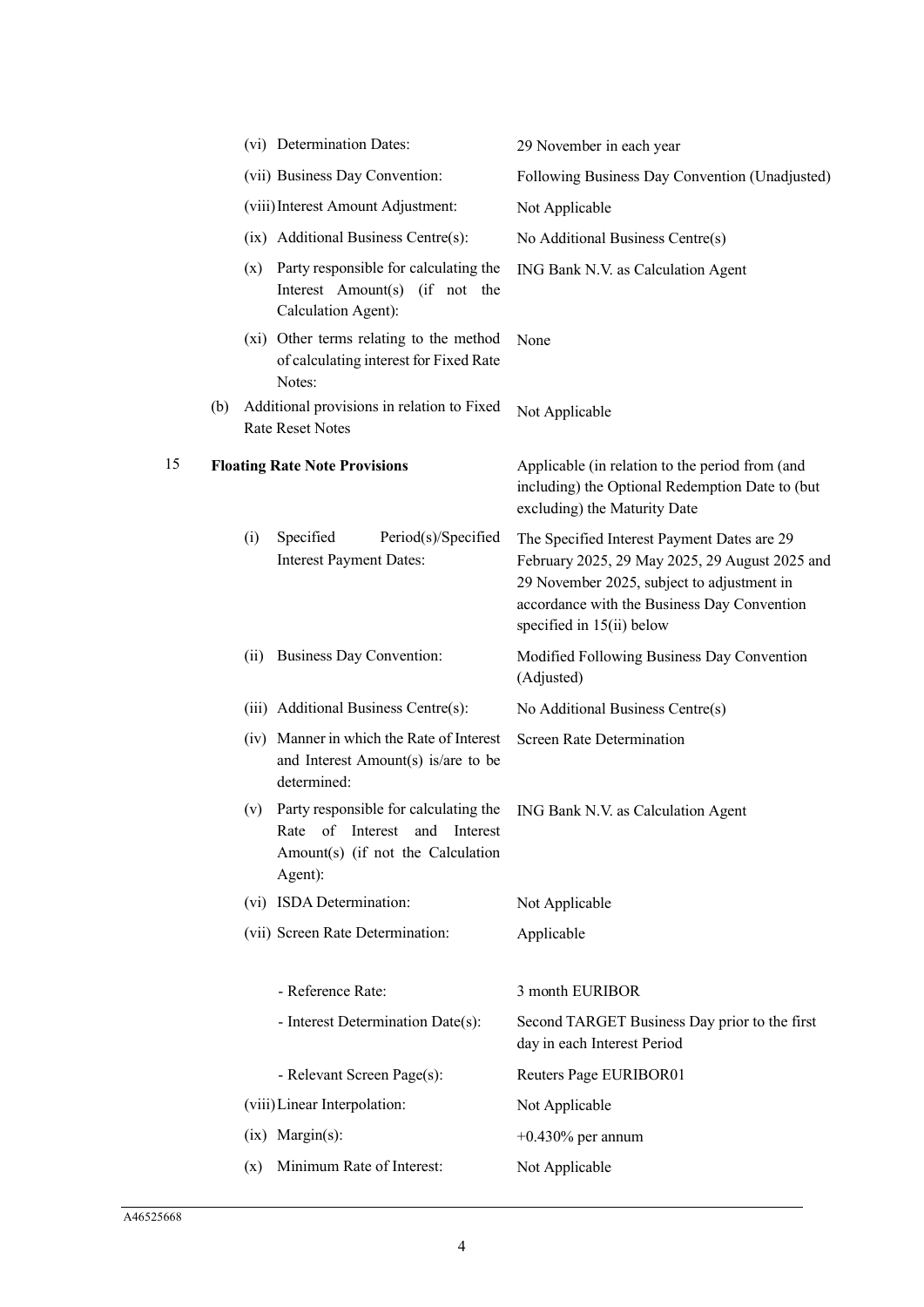| | | | |
|---|---|---|---|
| | (vi) | Determination Dates: | 29 November in each year |
| | (vii) | Business Day Convention: | Following Business Day Convention (Unadjusted) |
| | (viii) | Interest Amount Adjustment: | Not Applicable |
| | (ix) | Additional Business Centre(s): | No Additional Business Centre(s) |
| | (x) | Party responsible for calculating the Interest Amount(s) (if not the Calculation Agent): | ING Bank N.V. as Calculation Agent |
| | (xi) | Other terms relating to the method of calculating interest for Fixed Rate Notes: | None |
| (b) | | Additional provisions in relation to Fixed Rate Reset Notes | Not Applicable |

| | | | |
|---|---|---|---|
| 15 | | **Floating Rate Note Provisions** | Applicable (in relation to the period from (and including) the Optional Redemption Date to (but excluding) the Maturity Date |
| | (i) | Specified Period(s)/Specified Interest Payment Dates: | The Specified Interest Payment Dates are 29 February 2025, 29 May 2025, 29 August 2025 and 29 November 2025, subject to adjustment in accordance with the Business Day Convention specified in 15(ii) below |
| | (ii) | Business Day Convention: | Modified Following Business Day Convention (Adjusted) |
| | (iii) | Additional Business Centre(s): | No Additional Business Centre(s) |
| | (iv) | Manner in which the Rate of Interest and Interest Amount(s) is/are to be determined: | Screen Rate Determination |
| | (v) | Party responsible for calculating the Rate of Interest and Interest Amount(s) (if not the Calculation Agent): | ING Bank N.V. as Calculation Agent |
| | (vi) | ISDA Determination: | Not Applicable |
| | (vii) | Screen Rate Determination: | Applicable |
| | | - Reference Rate: | 3 month EURIBOR |
| | | - Interest Determination Date(s): | Second TARGET Business Day prior to the first day in each Interest Period |
| | | - Relevant Screen Page(s): | Reuters Page EURIBOR01 |
| | (viii) | Linear Interpolation: | Not Applicable |
| | (ix) | Margin(s): | +0.430% per annum |
| | (x) | Minimum Rate of Interest: | Not Applicable |

A46525668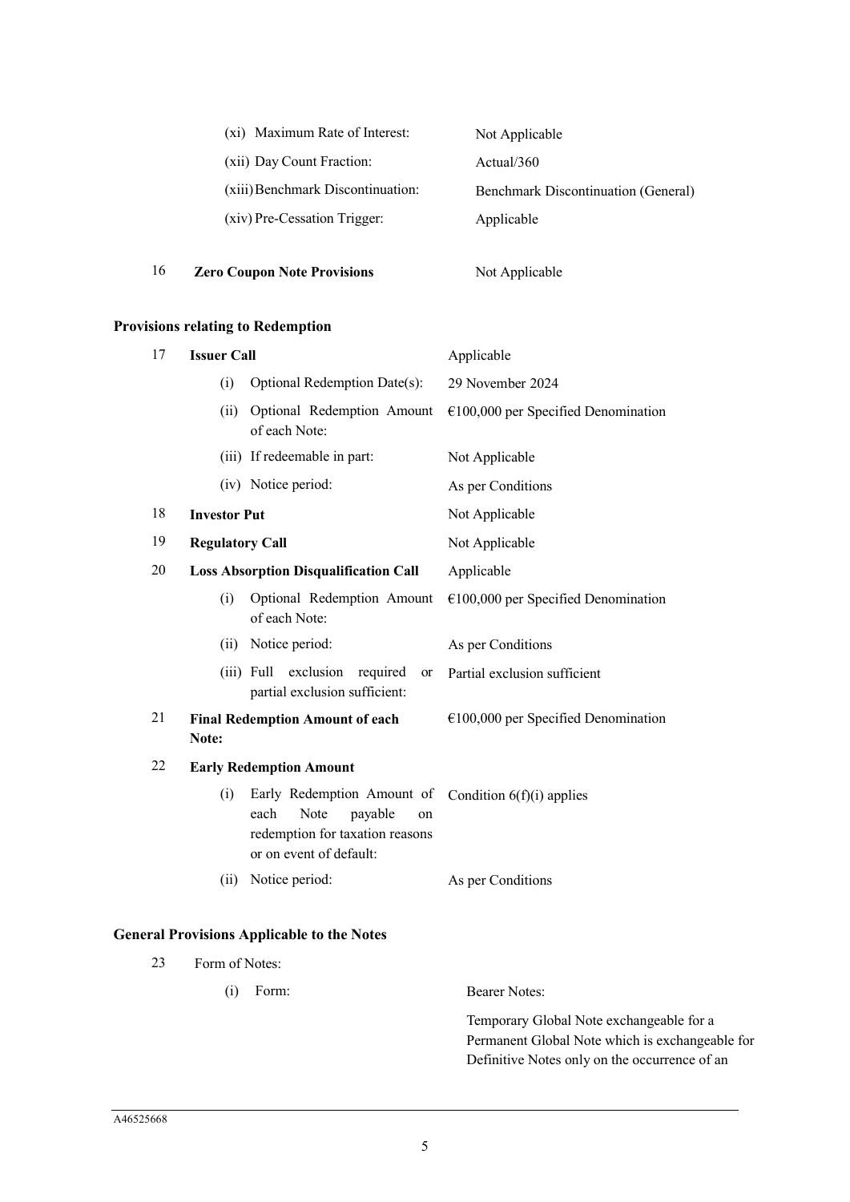| | | |
|---|---|---|
| | (xi) Maximum Rate of Interest: | Not Applicable |
| | (xii) Day Count Fraction: | Actual/360 |
| | (xiii) Benchmark Discontinuation: | Benchmark Discontinuation (General) |
| | (xiv) Pre-Cessation Trigger: | Applicable |
| 16 | **Zero Coupon Note Provisions** | Not Applicable |

**Provisions relating to Redemption**

| | | |
|---|---|---|
| 17 | **Issuer Call** | Applicable |
| | (i) Optional Redemption Date(s): | 29 November 2024 |
| | (ii) Optional Redemption Amount of each Note: | €100,000 per Specified Denomination |
| | (iii) If redeemable in part: | Not Applicable |
| | (iv) Notice period: | As per Conditions |
| 18 | **Investor Put** | Not Applicable |
| 19 | **Regulatory Call** | Not Applicable |
| 20 | **Loss Absorption Disqualification Call** | Applicable |
| | (i) Optional Redemption Amount of each Note: | €100,000 per Specified Denomination |
| | (ii) Notice period: | As per Conditions |
| | (iii) Full exclusion required or partial exclusion sufficient: | Partial exclusion sufficient |
| 21 | **Final Redemption Amount of each Note:** | €100,000 per Specified Denomination |
| 22 | **Early Redemption Amount** | |
| | (i) Early Redemption Amount of each Note payable on redemption for taxation reasons or on event of default: | Condition 6(f)(i) applies |
| | (ii) Notice period: | As per Conditions |

**General Provisions Applicable to the Notes**

| | | |
|---|---|---|
| 23 | Form of Notes: | |
| | (i) Form: | Bearer Notes: |
| | | Temporary Global Note exchangeable for a Permanent Global Note which is exchangeable for Definitive Notes only on the occurrence of an |

A46525668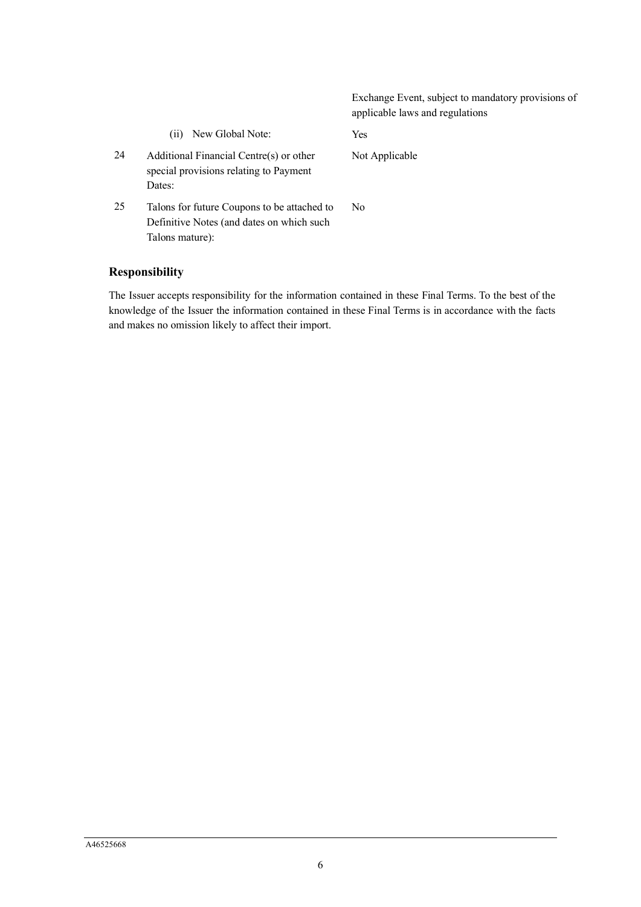| | | |
|---|---|---|
| | | Exchange Event, subject to mandatory provisions of applicable laws and regulations |
| | (ii) New Global Note: | Yes |
| 24 | Additional Financial Centre(s) or other special provisions relating to Payment Dates: | Not Applicable |
| 25 | Talons for future Coupons to be attached to Definitive Notes (and dates on which such Talons mature): | No |

## Responsibility

The Issuer accepts responsibility for the information contained in these Final Terms. To the best of the knowledge of the Issuer the information contained in these Final Terms is in accordance with the facts and makes no omission likely to affect their import.

A46525668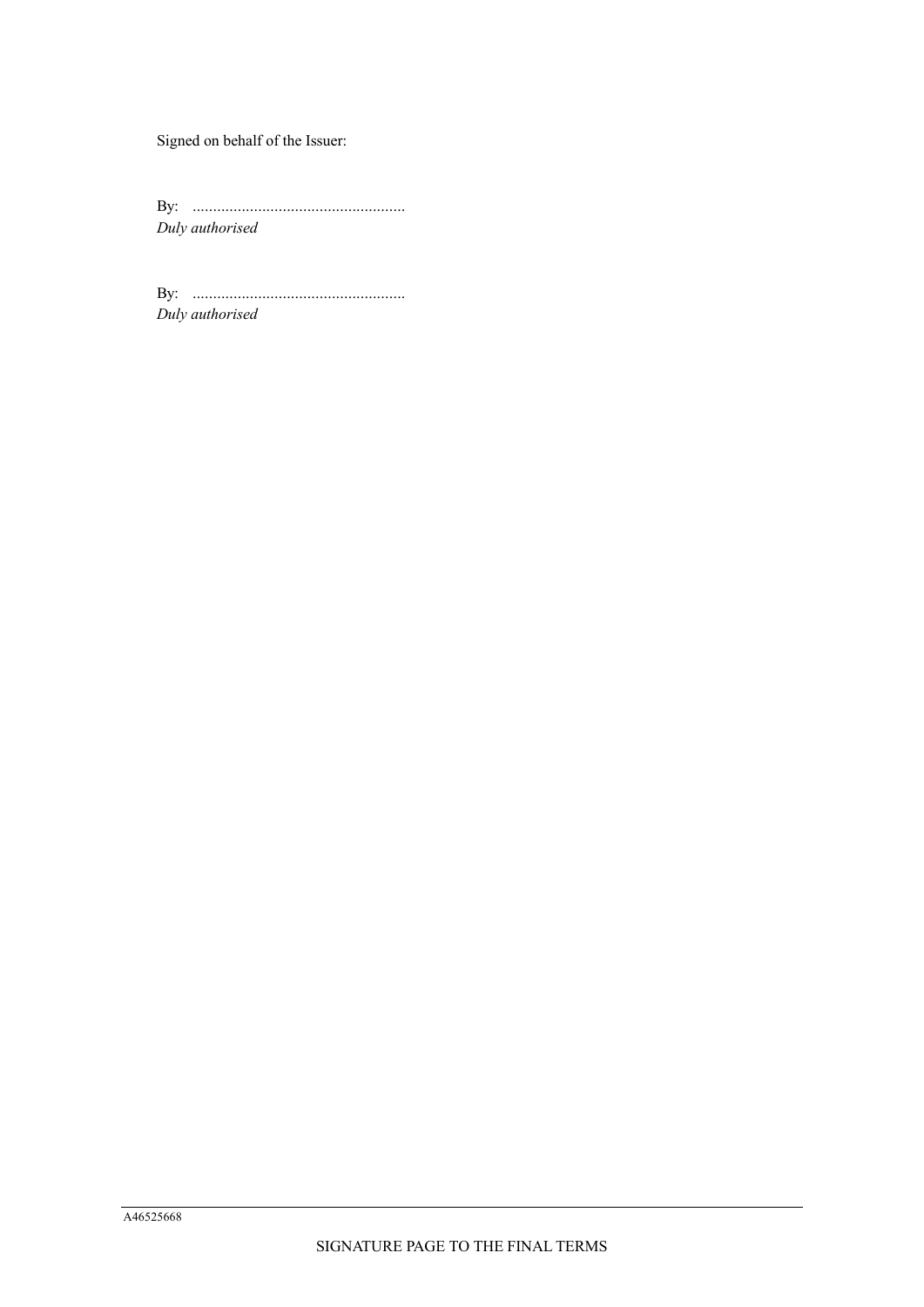Signed on behalf of the Issuer:

By: ....................................................
*Duly authorised*

By: ....................................................
*Duly authorised*

A46525668

SIGNATURE PAGE TO THE FINAL TERMS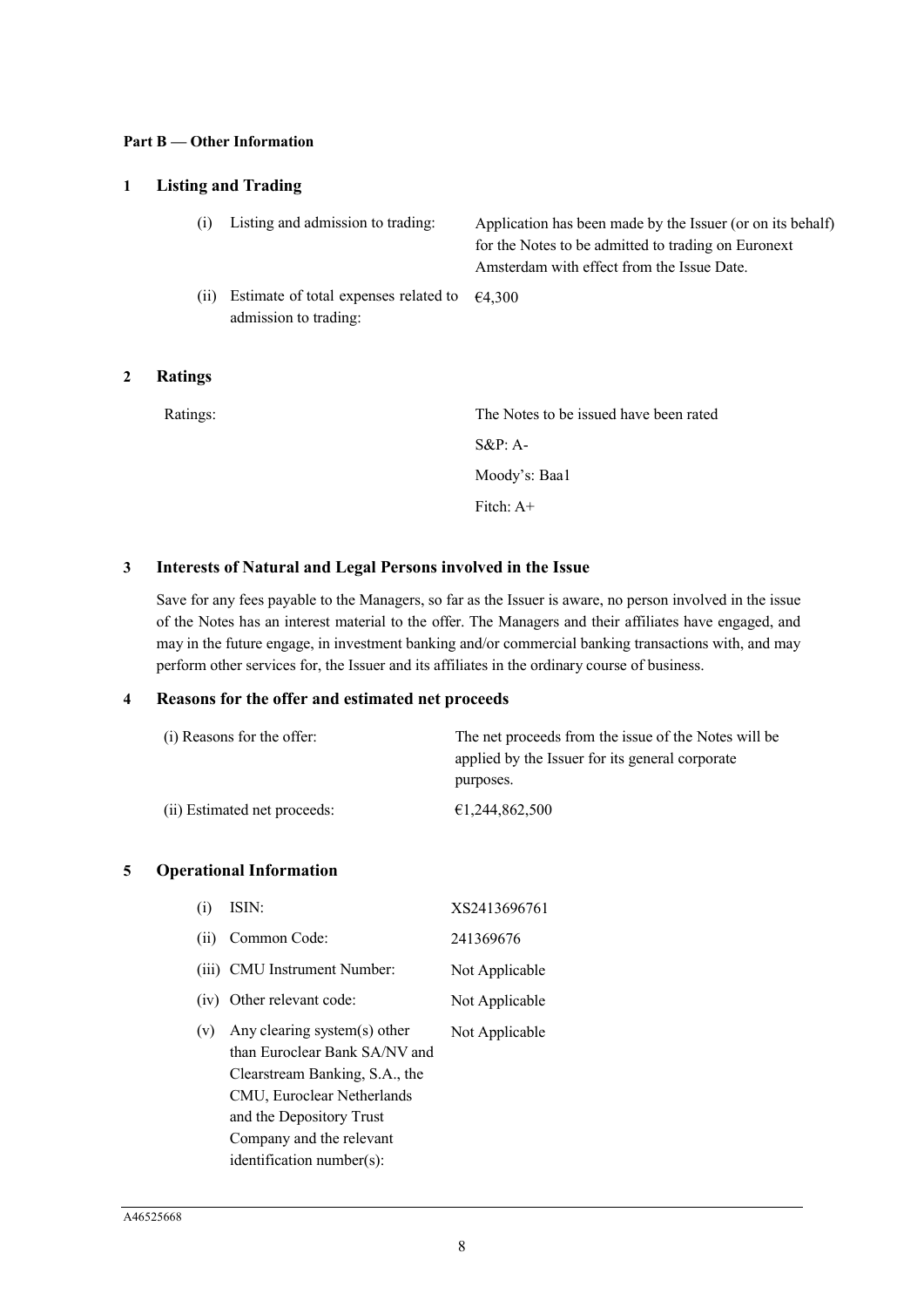**Part B — Other Information**

## 1 Listing and Trading

| | |
|---|---|
| (i) Listing and admission to trading: | Application has been made by the Issuer (or on its behalf) for the Notes to be admitted to trading on Euronext Amsterdam with effect from the Issue Date. |
| (ii) Estimate of total expenses related to admission to trading: | €4,300 |

## 2 Ratings

| | |
|---|---|
| Ratings: | The Notes to be issued have been rated<br>S&P: A-<br>Moody's: Baa1<br>Fitch: A+ |

## 3 Interests of Natural and Legal Persons involved in the Issue

Save for any fees payable to the Managers, so far as the Issuer is aware, no person involved in the issue of the Notes has an interest material to the offer. The Managers and their affiliates have engaged, and may in the future engage, in investment banking and/or commercial banking transactions with, and may perform other services for, the Issuer and its affiliates in the ordinary course of business.

## 4 Reasons for the offer and estimated net proceeds

| | |
|---|---|
| (i) Reasons for the offer: | The net proceeds from the issue of the Notes will be applied by the Issuer for its general corporate purposes. |
| (ii) Estimated net proceeds: | €1,244,862,500 |

## 5 Operational Information

| | |
|---|---|
| (i) ISIN: | XS2413696761 |
| (ii) Common Code: | 241369676 |
| (iii) CMU Instrument Number: | Not Applicable |
| (iv) Other relevant code: | Not Applicable |
| (v) Any clearing system(s) other than Euroclear Bank SA/NV and Clearstream Banking, S.A., the CMU, Euroclear Netherlands and the Depository Trust Company and the relevant identification number(s): | Not Applicable |

A46525668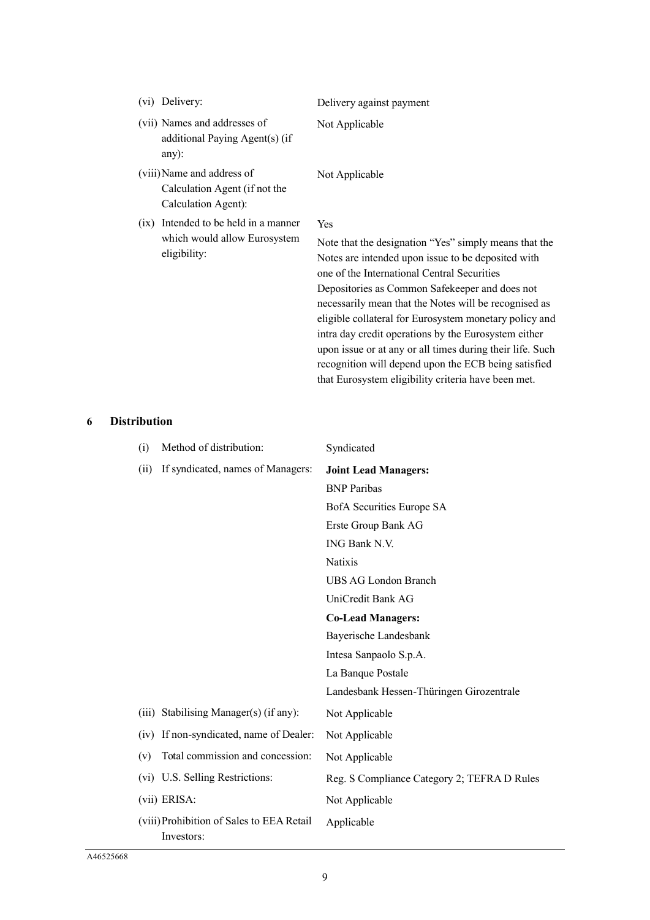| | |
|---|---|
| (vi) Delivery: | Delivery against payment |
| (vii) Names and addresses of additional Paying Agent(s) (if any): | Not Applicable |
| (viii) Name and address of Calculation Agent (if not the Calculation Agent): | Not Applicable |
| (ix) Intended to be held in a manner which would allow Eurosystem eligibility: | Yes<br><br>Note that the designation "Yes" simply means that the Notes are intended upon issue to be deposited with one of the International Central Securities Depositories as Common Safekeeper and does not necessarily mean that the Notes will be recognised as eligible collateral for Eurosystem monetary policy and intra day credit operations by the Eurosystem either upon issue or at any or all times during their life. Such recognition will depend upon the ECB being satisfied that Eurosystem eligibility criteria have been met. |

## 6 Distribution

| | |
|---|---|
| (i) Method of distribution: | Syndicated |
| (ii) If syndicated, names of Managers: | **Joint Lead Managers:**<br>BNP Paribas<br>BofA Securities Europe SA<br>Erste Group Bank AG<br>ING Bank N.V.<br>Natixis<br>UBS AG London Branch<br>UniCredit Bank AG<br>**Co-Lead Managers:**<br>Bayerische Landesbank<br>Intesa Sanpaolo S.p.A.<br>La Banque Postale<br>Landesbank Hessen-Thüringen Girozentrale |
| (iii) Stabilising Manager(s) (if any): | Not Applicable |
| (iv) If non-syndicated, name of Dealer: | Not Applicable |
| (v) Total commission and concession: | Not Applicable |
| (vi) U.S. Selling Restrictions: | Reg. S Compliance Category 2; TEFRA D Rules |
| (vii) ERISA: | Not Applicable |
| (viii) Prohibition of Sales to EEA Retail Investors: | Applicable |

A46525668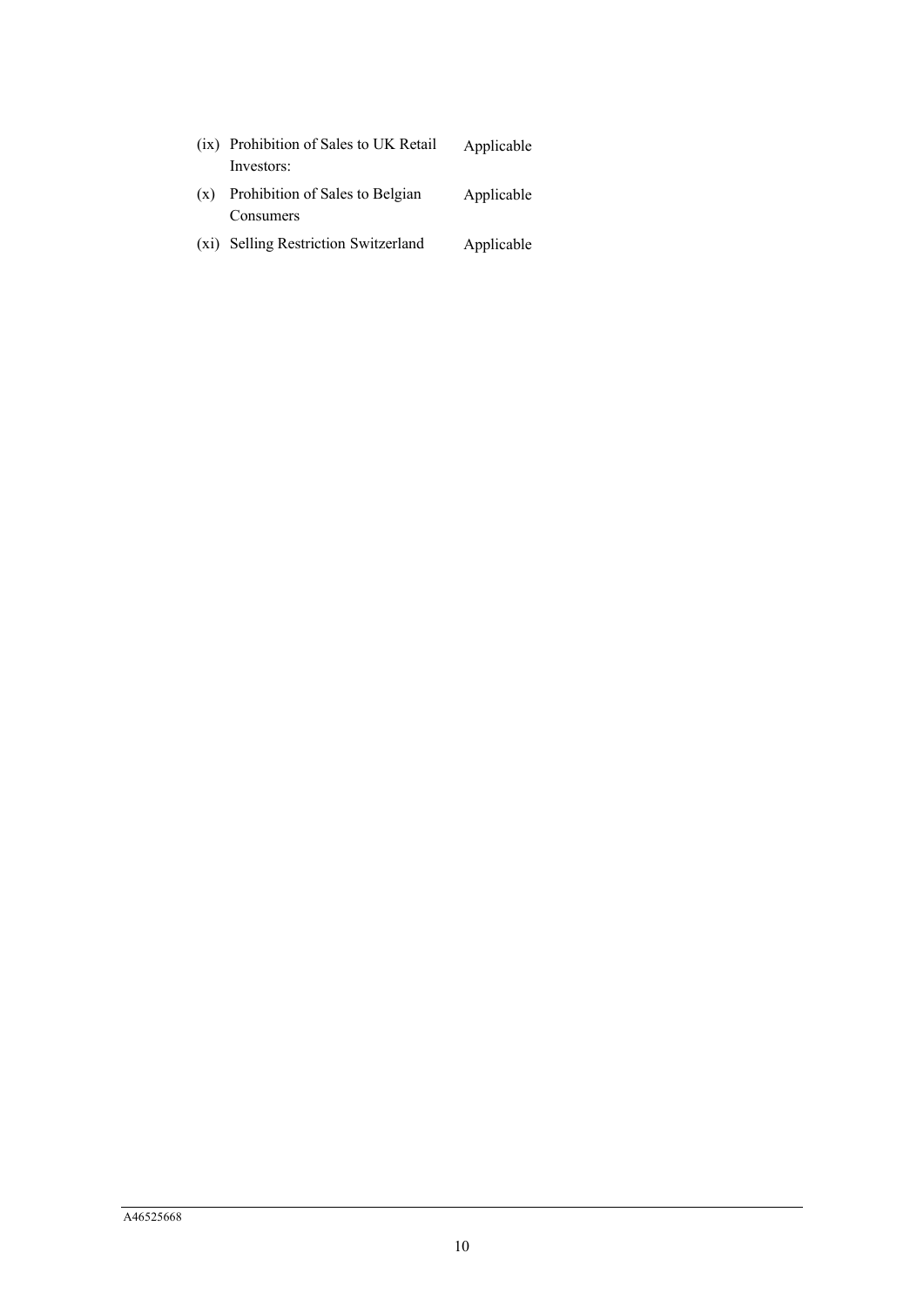| | | |
|---|---|---|
| (ix) | Prohibition of Sales to UK Retail Investors: | Applicable |
| (x) | Prohibition of Sales to Belgian Consumers | Applicable |
| (xi) | Selling Restriction Switzerland | Applicable |

A46525668